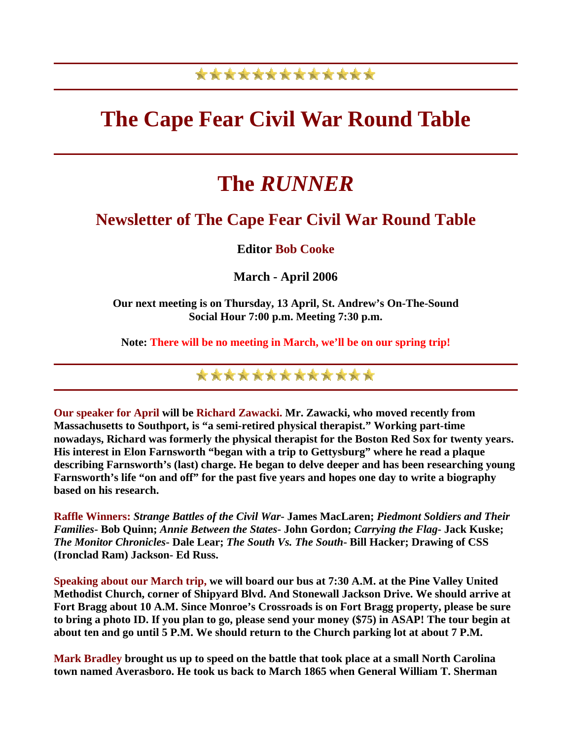# The Cape Fear Civil War Round Table

# The *RUNNER*

## Newsletter of The Cape Fear Civil War Round Table

**Editor Bob Cooke**

**March - April 2006**

**Our next meeting is on Thursday, 13 April, St. Andrew's On-The-Sound**
**Social Hour 7:00 p.m. Meeting 7:30 p.m.**

**Note: There will be no meeting in March, we'll be on our spring trip!**

**Our speaker for April will be Richard Zawacki. Mr. Zawacki, who moved recently from Massachusetts to Southport, is "a semi-retired physical therapist." Working part-time nowadays, Richard was formerly the physical therapist for the Boston Red Sox for twenty years. His interest in Elon Farnsworth "began with a trip to Gettysburg" where he read a plaque describing Farnsworth's (last) charge. He began to delve deeper and has been researching young Farnsworth's life "on and off" for the past five years and hopes one day to write a biography based on his research.**

**Raffle Winners:** ***Strange Battles of the Civil War*****- James MacLaren;** ***Piedmont Soldiers and Their Families*****- Bob Quinn;** ***Annie Between the States*****- John Gordon;** ***Carrying the Flag*****- Jack Kuske;** ***The Monitor Chronicles*****- Dale Lear;** ***The South Vs. The South*****- Bill Hacker; Drawing of CSS (Ironclad Ram) Jackson- Ed Russ.**

**Speaking about our March trip, we will board our bus at 7:30 A.M. at the Pine Valley United Methodist Church, corner of Shipyard Blvd. And Stonewall Jackson Drive. We should arrive at Fort Bragg about 10 A.M. Since Monroe's Crossroads is on Fort Bragg property, please be sure to bring a photo ID. If you plan to go, please send your money ($75) in ASAP! The tour begin at about ten and go until 5 P.M. We should return to the Church parking lot at about 7 P.M.**

**Mark Bradley brought us up to speed on the battle that took place at a small North Carolina town named Averasboro. He took us back to March 1865 when General William T. Sherman**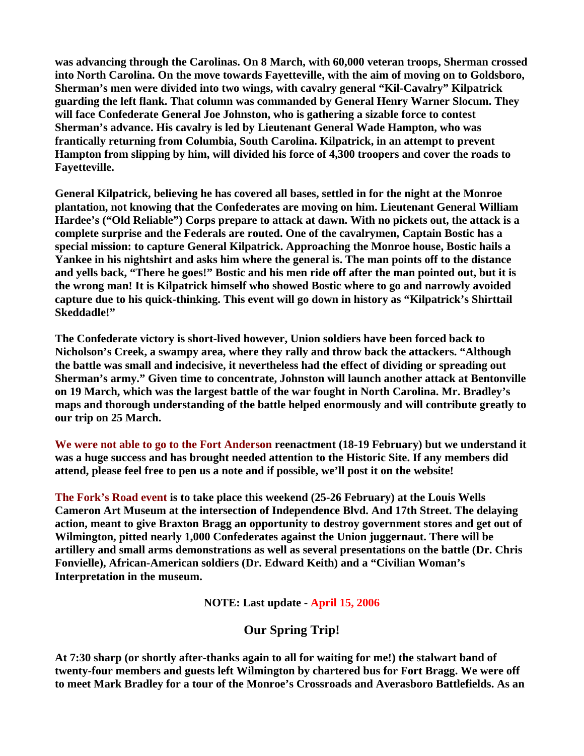**was advancing through the Carolinas. On 8 March, with 60,000 veteran troops, Sherman crossed into North Carolina. On the move towards Fayetteville, with the aim of moving on to Goldsboro, Sherman's men were divided into two wings, with cavalry general "Kil-Cavalry" Kilpatrick guarding the left flank. That column was commanded by General Henry Warner Slocum. They will face Confederate General Joe Johnston, who is gathering a sizable force to contest Sherman's advance. His cavalry is led by Lieutenant General Wade Hampton, who was frantically returning from Columbia, South Carolina. Kilpatrick, in an attempt to prevent Hampton from slipping by him, will divided his force of 4,300 troopers and cover the roads to Fayetteville.**

**General Kilpatrick, believing he has covered all bases, settled in for the night at the Monroe plantation, not knowing that the Confederates are moving on him. Lieutenant General William Hardee's ("Old Reliable") Corps prepare to attack at dawn. With no pickets out, the attack is a complete surprise and the Federals are routed. One of the cavalrymen, Captain Bostic has a special mission: to capture General Kilpatrick. Approaching the Monroe house, Bostic hails a Yankee in his nightshirt and asks him where the general is. The man points off to the distance and yells back, "There he goes!" Bostic and his men ride off after the man pointed out, but it is the wrong man! It is Kilpatrick himself who showed Bostic where to go and narrowly avoided capture due to his quick-thinking. This event will go down in history as "Kilpatrick's Shirttail Skeddadle!"**

**The Confederate victory is short-lived however, Union soldiers have been forced back to Nicholson's Creek, a swampy area, where they rally and throw back the attackers. "Although the battle was small and indecisive, it nevertheless had the effect of dividing or spreading out Sherman's army." Given time to concentrate, Johnston will launch another attack at Bentonville on 19 March, which was the largest battle of the war fought in North Carolina. Mr. Bradley's maps and thorough understanding of the battle helped enormously and will contribute greatly to our trip on 25 March.**

**We were not able to go to the Fort Anderson reenactment (18-19 February) but we understand it was a huge success and has brought needed attention to the Historic Site. If any members did attend, please feel free to pen us a note and if possible, we'll post it on the website!**

**The Fork's Road event is to take place this weekend (25-26 February) at the Louis Wells Cameron Art Museum at the intersection of Independence Blvd. And 17th Street. The delaying action, meant to give Braxton Bragg an opportunity to destroy government stores and get out of Wilmington, pitted nearly 1,000 Confederates against the Union juggernaut. There will be artillery and small arms demonstrations as well as several presentations on the battle (Dr. Chris Fonvielle), African-American soldiers (Dr. Edward Keith) and a "Civilian Woman's Interpretation in the museum.**

**NOTE: Last update - April 15, 2006**

## Our Spring Trip!

**At 7:30 sharp (or shortly after-thanks again to all for waiting for me!) the stalwart band of twenty-four members and guests left Wilmington by chartered bus for Fort Bragg. We were off to meet Mark Bradley for a tour of the Monroe's Crossroads and Averasboro Battlefields. As an**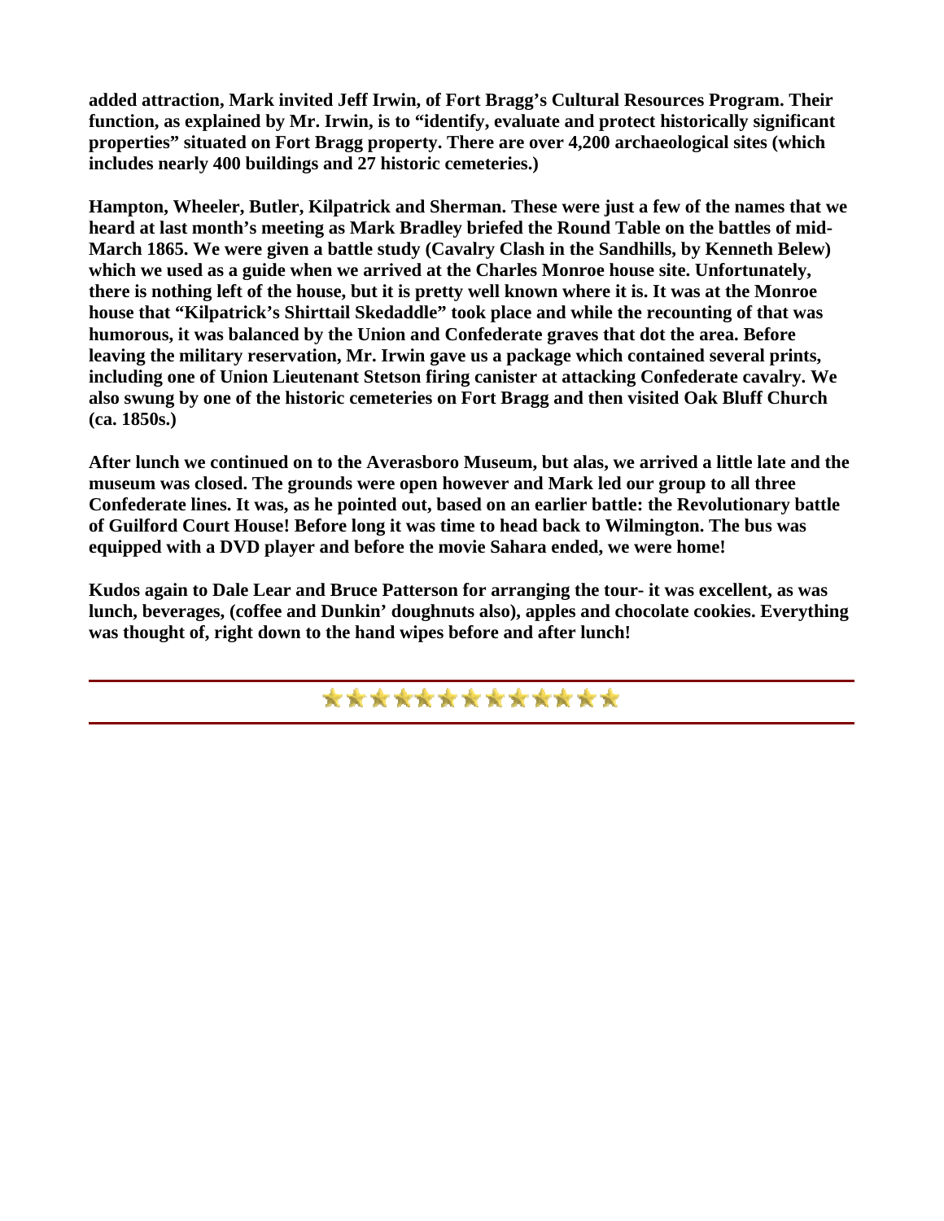**added attraction, Mark invited Jeff Irwin, of Fort Bragg's Cultural Resources Program. Their function, as explained by Mr. Irwin, is to "identify, evaluate and protect historically significant properties" situated on Fort Bragg property. There are over 4,200 archaeological sites (which includes nearly 400 buildings and 27 historic cemeteries.)**

**Hampton, Wheeler, Butler, Kilpatrick and Sherman. These were just a few of the names that we heard at last month's meeting as Mark Bradley briefed the Round Table on the battles of mid-March 1865. We were given a battle study (Cavalry Clash in the Sandhills, by Kenneth Belew) which we used as a guide when we arrived at the Charles Monroe house site. Unfortunately, there is nothing left of the house, but it is pretty well known where it is. It was at the Monroe house that "Kilpatrick's Shirttail Skedaddle" took place and while the recounting of that was humorous, it was balanced by the Union and Confederate graves that dot the area. Before leaving the military reservation, Mr. Irwin gave us a package which contained several prints, including one of Union Lieutenant Stetson firing canister at attacking Confederate cavalry. We also swung by one of the historic cemeteries on Fort Bragg and then visited Oak Bluff Church (ca. 1850s.)**

**After lunch we continued on to the Averasboro Museum, but alas, we arrived a little late and the museum was closed. The grounds were open however and Mark led our group to all three Confederate lines. It was, as he pointed out, based on an earlier battle: the Revolutionary battle of Guilford Court House! Before long it was time to head back to Wilmington. The bus was equipped with a DVD player and before the movie Sahara ended, we were home!**

**Kudos again to Dale Lear and Bruce Patterson for arranging the tour- it was excellent, as was lunch, beverages, (coffee and Dunkin' doughnuts also), apples and chocolate cookies. Everything was thought of, right down to the hand wipes before and after lunch!**

---

★★★★★★★★★★★★★

---